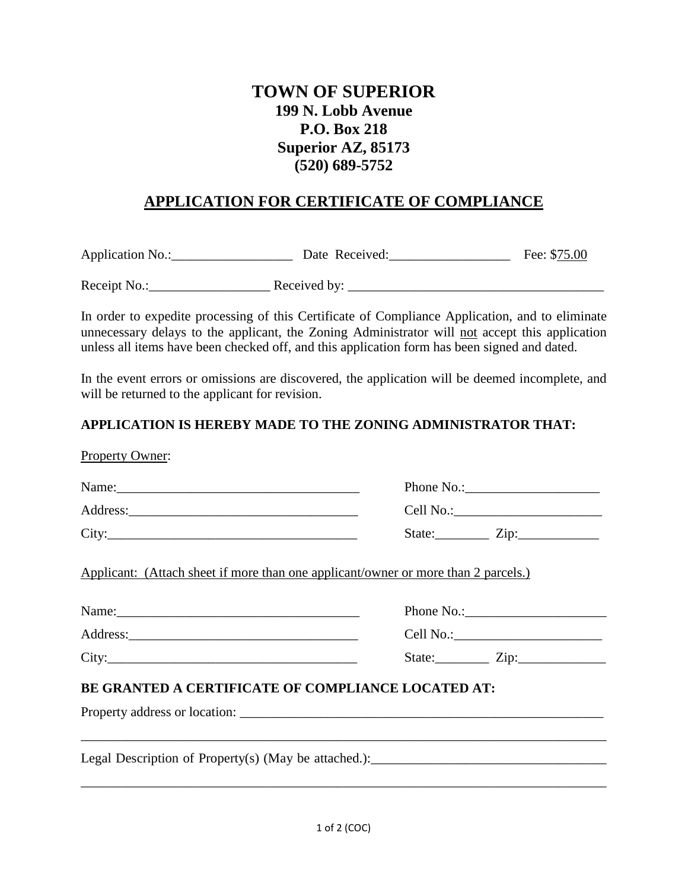# TOWN OF SUPERIOR

**199 N. Lobb Avenue**
**P.O. Box 218**
**Superior AZ, 85173**
**(520) 689-5752**

## APPLICATION FOR CERTIFICATE OF COMPLIANCE

Application No.:__________________ Date Received:__________________ Fee: $75.00

Receipt No.:__________________ Received by: ______________________________________

In order to expedite processing of this Certificate of Compliance Application, and to eliminate unnecessary delays to the applicant, the Zoning Administrator will not accept this application unless all items have been checked off, and this application form has been signed and dated.

In the event errors or omissions are discovered, the application will be deemed incomplete, and will be returned to the applicant for revision.

**APPLICATION IS HEREBY MADE TO THE ZONING ADMINISTRATOR THAT:**

Property Owner:

Name:_____________________________________ Phone No.:____________________

Address:___________________________________ Cell No.:______________________

City:______________________________________ State:________ Zip:____________

Applicant: (Attach sheet if more than one applicant/owner or more than 2 parcels.)

Name:_____________________________________ Phone No.:_____________________

Address:___________________________________ Cell No.:______________________

City:______________________________________ State:________ Zip:_____________

**BE GRANTED A CERTIFICATE OF COMPLIANCE LOCATED AT:**

Property address or location: _______________________________________________________

_____________________________________________________________________________

Legal Description of Property(s) (May be attached.):___________________________________

_____________________________________________________________________________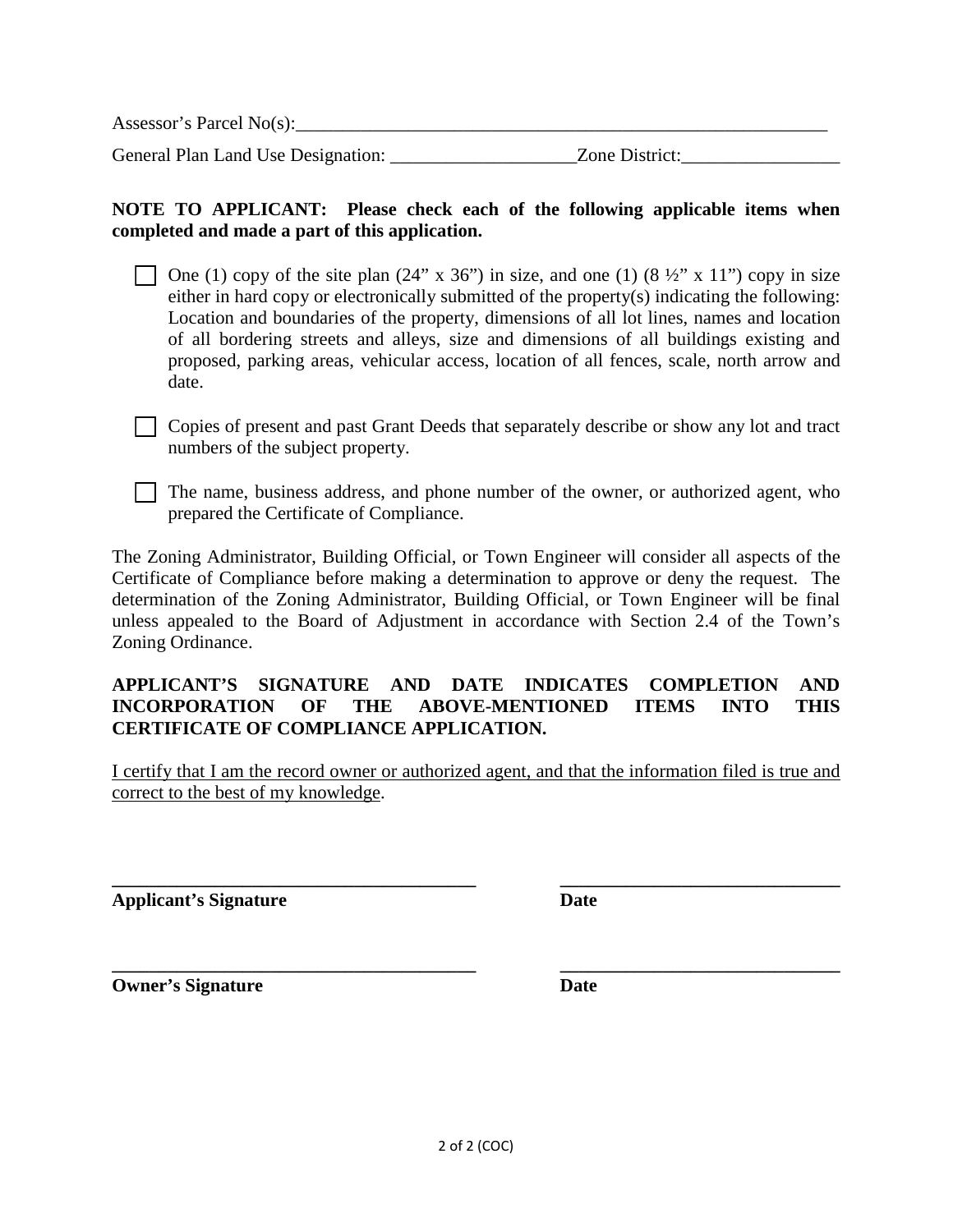Assessor's Parcel No(s):_____________________________________________________________

General Plan Land Use Designation: ____________________Zone District:_________________

**NOTE TO APPLICANT: Please check each of the following applicable items when completed and made a part of this application.**

- [ ] One (1) copy of the site plan (24" x 36") in size, and one (1) (8 ½" x 11") copy in size either in hard copy or electronically submitted of the property(s) indicating the following: Location and boundaries of the property, dimensions of all lot lines, names and location of all bordering streets and alleys, size and dimensions of all buildings existing and proposed, parking areas, vehicular access, location of all fences, scale, north arrow and date.

- [ ] Copies of present and past Grant Deeds that separately describe or show any lot and tract numbers of the subject property.

- [ ] The name, business address, and phone number of the owner, or authorized agent, who prepared the Certificate of Compliance.

The Zoning Administrator, Building Official, or Town Engineer will consider all aspects of the Certificate of Compliance before making a determination to approve or deny the request. The determination of the Zoning Administrator, Building Official, or Town Engineer will be final unless appealed to the Board of Adjustment in accordance with Section 2.4 of the Town's Zoning Ordinance.

**APPLICANT'S SIGNATURE AND DATE INDICATES COMPLETION AND INCORPORATION OF THE ABOVE-MENTIONED ITEMS INTO THIS CERTIFICATE OF COMPLIANCE APPLICATION.**

<u>I certify that I am the record owner or authorized agent, and that the information filed is true and correct to the best of my knowledge</u>.

________________________________________ ______________________________

**Applicant's Signature** **Date**

________________________________________ ______________________________

**Owner's Signature** **Date**